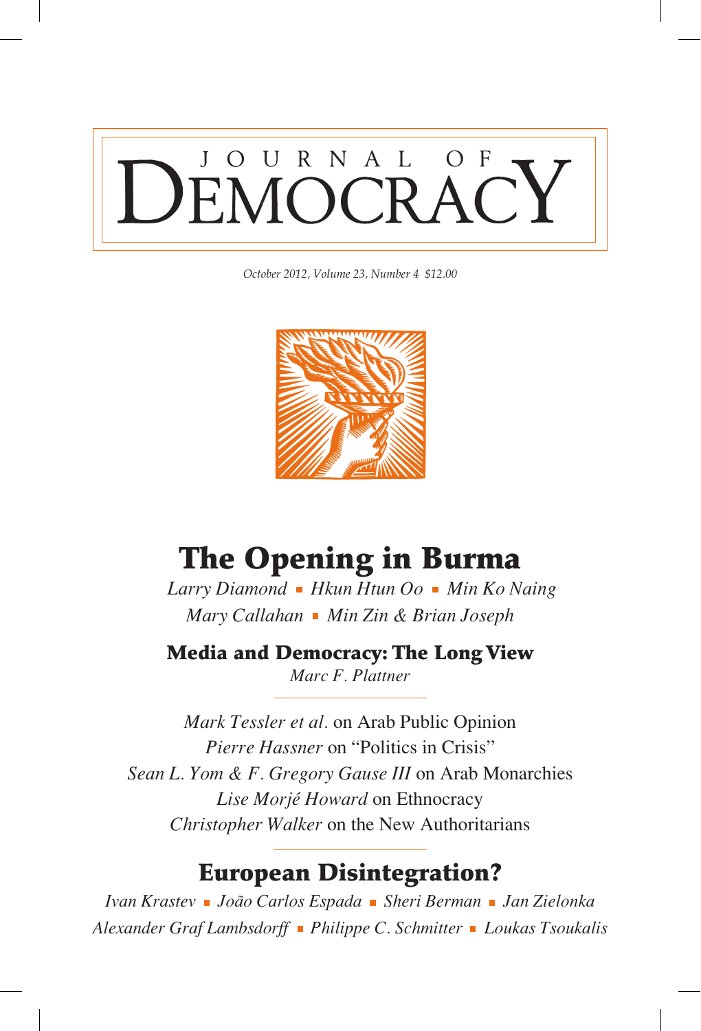# JOURNAL OF DEMOCRACY

*October 2012, Volume 23, Number 4 $12.00*

## The Opening in Burma

*Larry Diamond* ▪ *Hkun Htun Oo* ▪ *Min Ko Naing*
*Mary Callahan* ▪ *Min Zin & Brian Joseph*

### Media and Democracy: The Long View

*Marc F. Plattner*

---

*Mark Tessler et al.* on Arab Public Opinion
*Pierre Hassner* on "Politics in Crisis"
*Sean L. Yom & F. Gregory Gause III* on Arab Monarchies
*Lise Morjé Howard* on Ethnocracy
*Christopher Walker* on the New Authoritarians

---

## European Disintegration?

*Ivan Krastev* ▪ *João Carlos Espada* ▪ *Sheri Berman* ▪ *Jan Zielonka*
*Alexander Graf Lambsdorff* ▪ *Philippe C. Schmitter* ▪ *Loukas Tsoukalis*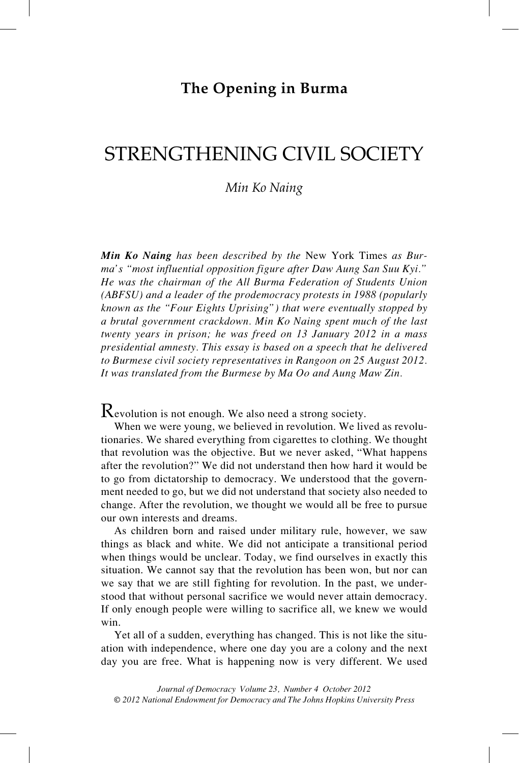**The Opening in Burma**

# STRENGTHENING CIVIL SOCIETY

*Min Ko Naing*

***Min Ko Naing** has been described by the* New York Times *as Burma's "most influential opposition figure after Daw Aung San Suu Kyi." He was the chairman of the All Burma Federation of Students Union (ABFSU) and a leader of the prodemocracy protests in 1988 (popularly known as the "Four Eights Uprising") that were eventually stopped by a brutal government crackdown. Min Ko Naing spent much of the last twenty years in prison; he was freed on 13 January 2012 in a mass presidential amnesty. This essay is based on a speech that he delivered to Burmese civil society representatives in Rangoon on 25 August 2012. It was translated from the Burmese by Ma Oo and Aung Maw Zin.*

Revolution is not enough. We also need a strong society.

When we were young, we believed in revolution. We lived as revolutionaries. We shared everything from cigarettes to clothing. We thought that revolution was the objective. But we never asked, "What happens after the revolution?" We did not understand then how hard it would be to go from dictatorship to democracy. We understood that the government needed to go, but we did not understand that society also needed to change. After the revolution, we thought we would all be free to pursue our own interests and dreams.

As children born and raised under military rule, however, we saw things as black and white. We did not anticipate a transitional period when things would be unclear. Today, we find ourselves in exactly this situation. We cannot say that the revolution has been won, but nor can we say that we are still fighting for revolution. In the past, we understood that without personal sacrifice we would never attain democracy. If only enough people were willing to sacrifice all, we knew we would win.

Yet all of a sudden, everything has changed. This is not like the situation with independence, where one day you are a colony and the next day you are free. What is happening now is very different. We used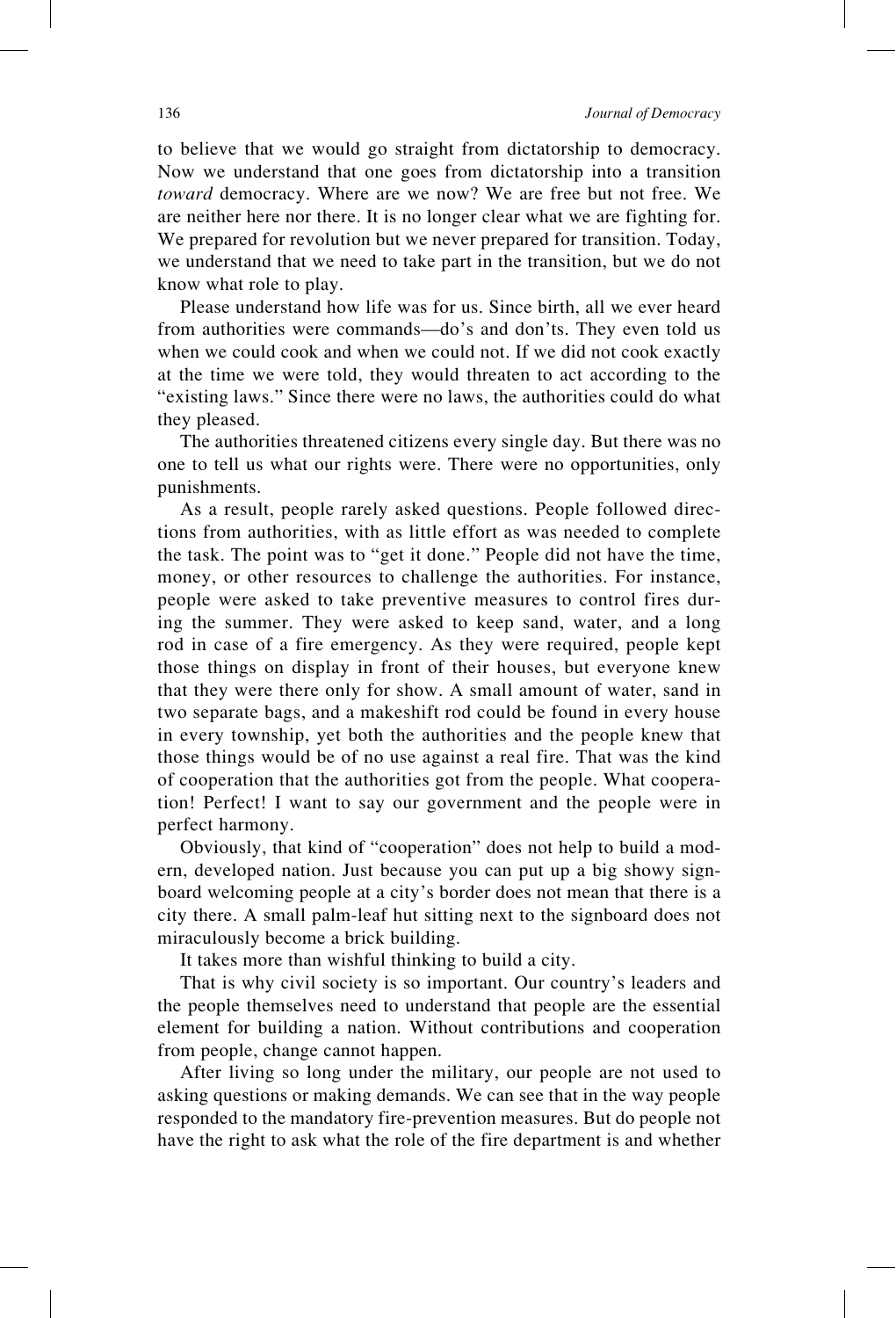to believe that we would go straight from dictatorship to democracy. Now we understand that one goes from dictatorship into a transition *toward* democracy. Where are we now? We are free but not free. We are neither here nor there. It is no longer clear what we are fighting for. We prepared for revolution but we never prepared for transition. Today, we understand that we need to take part in the transition, but we do not know what role to play.

Please understand how life was for us. Since birth, all we ever heard from authorities were commands—do's and don'ts. They even told us when we could cook and when we could not. If we did not cook exactly at the time we were told, they would threaten to act according to the "existing laws." Since there were no laws, the authorities could do what they pleased.

The authorities threatened citizens every single day. But there was no one to tell us what our rights were. There were no opportunities, only punishments.

As a result, people rarely asked questions. People followed directions from authorities, with as little effort as was needed to complete the task. The point was to "get it done." People did not have the time, money, or other resources to challenge the authorities. For instance, people were asked to take preventive measures to control fires during the summer. They were asked to keep sand, water, and a long rod in case of a fire emergency. As they were required, people kept those things on display in front of their houses, but everyone knew that they were there only for show. A small amount of water, sand in two separate bags, and a makeshift rod could be found in every house in every township, yet both the authorities and the people knew that those things would be of no use against a real fire. That was the kind of cooperation that the authorities got from the people. What cooperation! Perfect! I want to say our government and the people were in perfect harmony.

Obviously, that kind of "cooperation" does not help to build a modern, developed nation. Just because you can put up a big showy signboard welcoming people at a city's border does not mean that there is a city there. A small palm-leaf hut sitting next to the signboard does not miraculously become a brick building.

It takes more than wishful thinking to build a city.

That is why civil society is so important. Our country's leaders and the people themselves need to understand that people are the essential element for building a nation. Without contributions and cooperation from people, change cannot happen.

After living so long under the military, our people are not used to asking questions or making demands. We can see that in the way people responded to the mandatory fire-prevention measures. But do people not have the right to ask what the role of the fire department is and whether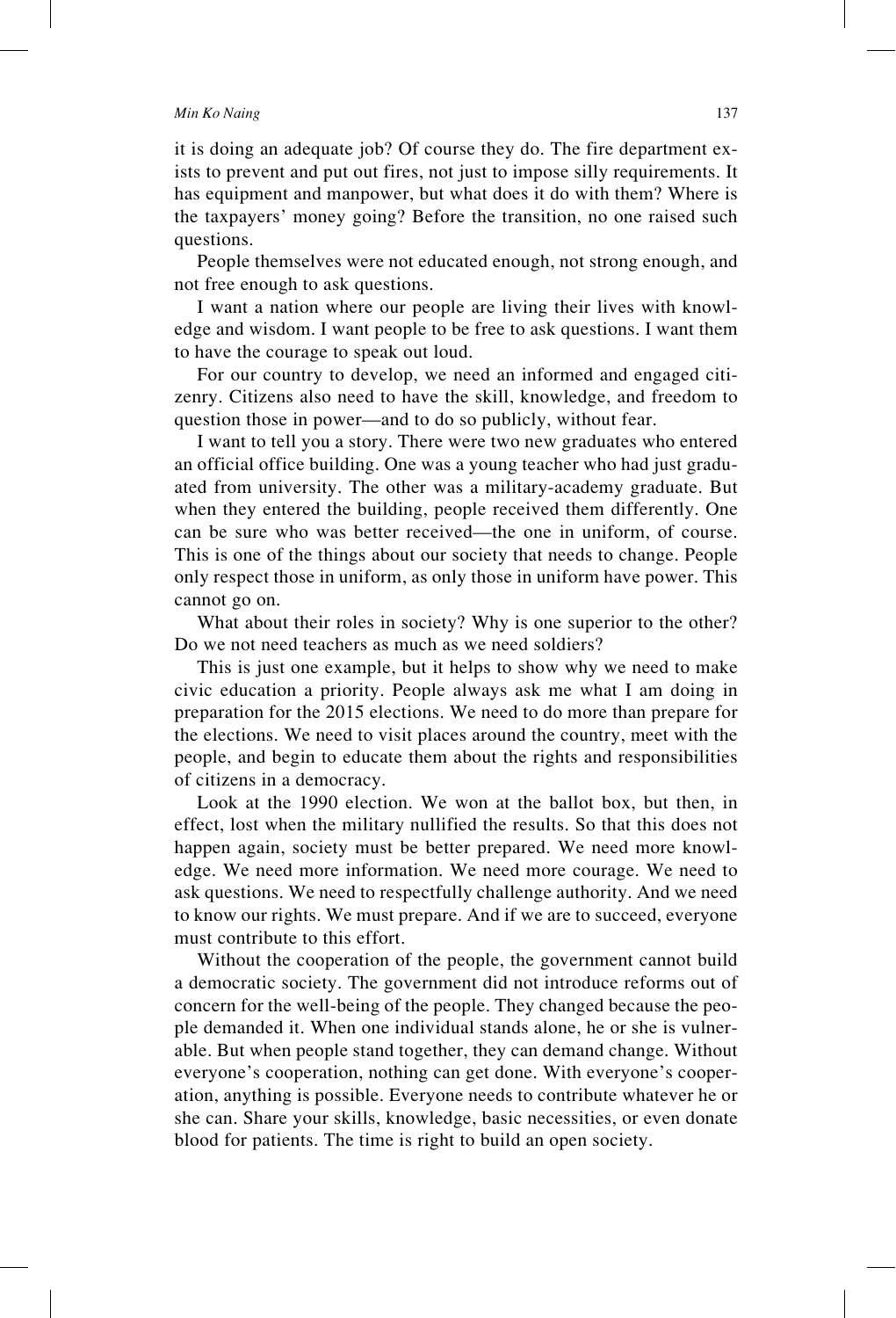it is doing an adequate job? Of course they do. The fire department exists to prevent and put out fires, not just to impose silly requirements. It has equipment and manpower, but what does it do with them? Where is the taxpayers' money going? Before the transition, no one raised such questions.

People themselves were not educated enough, not strong enough, and not free enough to ask questions.

I want a nation where our people are living their lives with knowledge and wisdom. I want people to be free to ask questions. I want them to have the courage to speak out loud.

For our country to develop, we need an informed and engaged citizenry. Citizens also need to have the skill, knowledge, and freedom to question those in power—and to do so publicly, without fear.

I want to tell you a story. There were two new graduates who entered an official office building. One was a young teacher who had just graduated from university. The other was a military-academy graduate. But when they entered the building, people received them differently. One can be sure who was better received—the one in uniform, of course. This is one of the things about our society that needs to change. People only respect those in uniform, as only those in uniform have power. This cannot go on.

What about their roles in society? Why is one superior to the other? Do we not need teachers as much as we need soldiers?

This is just one example, but it helps to show why we need to make civic education a priority. People always ask me what I am doing in preparation for the 2015 elections. We need to do more than prepare for the elections. We need to visit places around the country, meet with the people, and begin to educate them about the rights and responsibilities of citizens in a democracy.

Look at the 1990 election. We won at the ballot box, but then, in effect, lost when the military nullified the results. So that this does not happen again, society must be better prepared. We need more knowledge. We need more information. We need more courage. We need to ask questions. We need to respectfully challenge authority. And we need to know our rights. We must prepare. And if we are to succeed, everyone must contribute to this effort.

Without the cooperation of the people, the government cannot build a democratic society. The government did not introduce reforms out of concern for the well-being of the people. They changed because the people demanded it. When one individual stands alone, he or she is vulnerable. But when people stand together, they can demand change. Without everyone's cooperation, nothing can get done. With everyone's cooperation, anything is possible. Everyone needs to contribute whatever he or she can. Share your skills, knowledge, basic necessities, or even donate blood for patients. The time is right to build an open society.